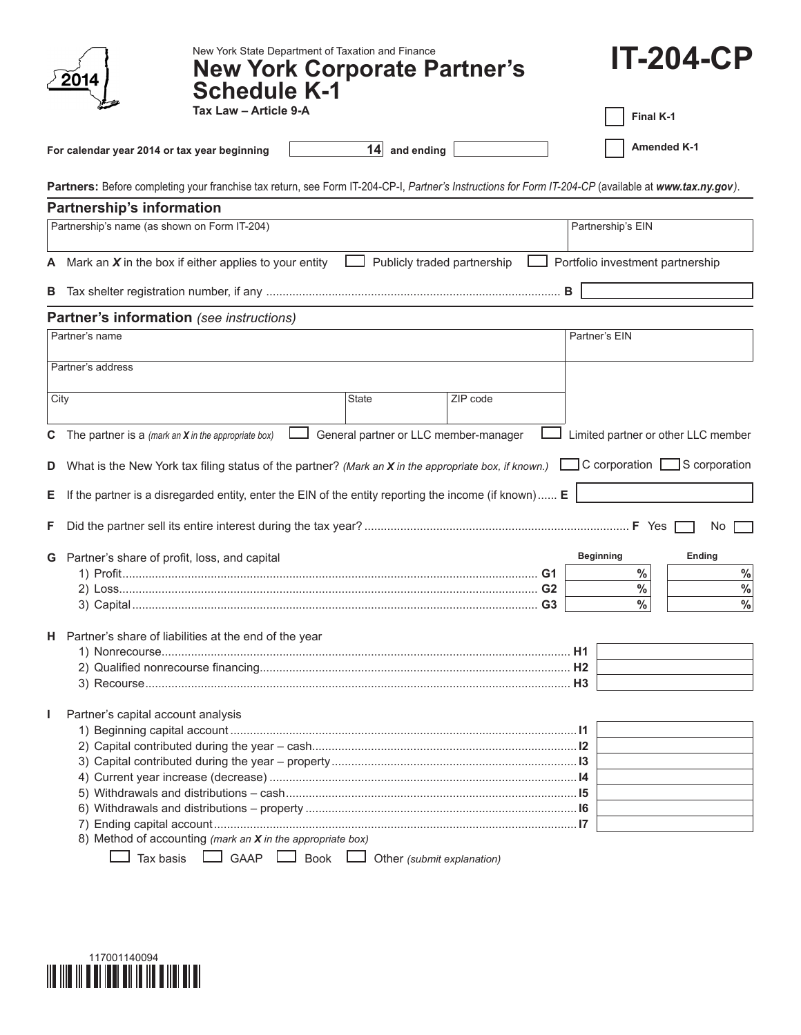2014

New York State Department of Taxation and Finance

# New York Corporate Partner's Schedule K-1

**Tax Law – Article 9-A**

# IT-204-CP

☐ **Final K-1**

☐ **Amended K-1**

**For calendar year 2014 or tax year beginning** 14 **and ending**

**Partners:** Before completing your franchise tax return, see Form IT-204-CP-I, *Partner's Instructions for Form IT-204-CP* (available at ***www.tax.ny.gov***).

## Partnership's information

| Partnership's name (as shown on Form IT-204) | Partnership's EIN |
|---|---|
| | |

**A** Mark an ***X*** in the box if either applies to your entity ☐ Publicly traded partnership ☐ Portfolio investment partnership

**B** Tax shelter registration number, if any ........ **B**

## Partner's information *(see instructions)*

| Partner's name | | | Partner's EIN |
|---|---|---|---|
| Partner's address | | | |
| City | State | ZIP code | |

**C** The partner is a *(mark an **X** in the appropriate box)* ☐ General partner or LLC member-manager ☐ Limited partner or other LLC member

**D** What is the New York tax filing status of the partner? *(Mark an **X** in the appropriate box, if known.)* ☐ C corporation ☐ S corporation

**E** If the partner is a disregarded entity, enter the EIN of the entity reporting the income (if known) ...... **E**

**F** Did the partner sell its entire interest during the tax year? ........ **F** Yes ☐ No ☐

**G** Partner's share of profit, loss, and capital

| | | Beginning | Ending |
|---|---|---|---|
| 1) Profit | G1 | % | % |
| 2) Loss | G2 | % | % |
| 3) Capital | G3 | % | % |

**H** Partner's share of liabilities at the end of the year

| | | |
|---|---|---|
| 1) Nonrecourse | H1 | |
| 2) Qualified nonrecourse financing | H2 | |
| 3) Recourse | H3 | |

**I** Partner's capital account analysis

| | | |
|---|---|---|
| 1) Beginning capital account | I1 | |
| 2) Capital contributed during the year – cash | I2 | |
| 3) Capital contributed during the year – property | I3 | |
| 4) Current year increase (decrease) | I4 | |
| 5) Withdrawals and distributions – cash | I5 | |
| 6) Withdrawals and distributions – property | I6 | |
| 7) Ending capital account | I7 | |

8) Method of accounting *(mark an **X** in the appropriate box)*

☐ Tax basis ☐ GAAP ☐ Book ☐ Other *(submit explanation)*

117001140094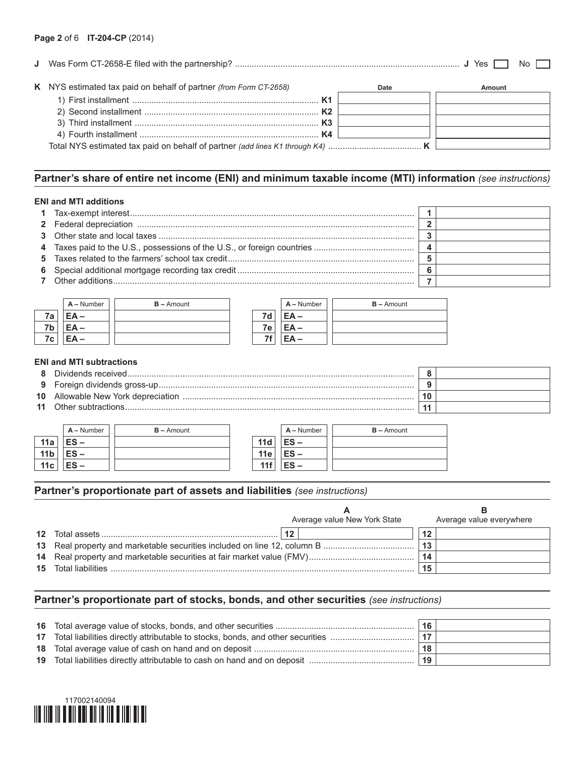**J** Was Form CT-2658-E filed with the partnership? ..................... **J** Yes ☐ No ☐

**K** NYS estimated tax paid on behalf of partner *(from Form CT-2658)*

| | | Date | Amount |
|---|---|---|---|
| 1) First installment | K1 | | |
| 2) Second installment | K2 | | |
| 3) Third installment | K3 | | |
| 4) Fourth installment | K4 | | |
| Total NYS estimated tax paid on behalf of partner *(add lines K1 through K4)* | K | | |

## Partner's share of entire net income (ENI) and minimum taxable income (MTI) information *(see instructions)*

### ENI and MTI additions

| | | | |
|---|---|---|---|
| 1 | Tax-exempt interest | 1 | |
| 2 | Federal depreciation | 2 | |
| 3 | Other state and local taxes | 3 | |
| 4 | Taxes paid to the U.S., possessions of the U.S., or foreign countries | 4 | |
| 5 | Taxes related to the farmers' school tax credit | 5 | |
| 6 | Special additional mortgage recording tax credit | 6 | |
| 7 | Other additions | 7 | |

| | A – Number | B – Amount | | A – Number | B – Amount |
|---|---|---|---|---|---|
| 7a | EA – | | 7d | EA – | |
| 7b | EA – | | 7e | EA – | |
| 7c | EA – | | 7f | EA – | |

### ENI and MTI subtractions

| | | | |
|---|---|---|---|
| 8 | Dividends received | 8 | |
| 9 | Foreign dividends gross-up | 9 | |
| 10 | Allowable New York depreciation | 10 | |
| 11 | Other subtractions | 11 | |

| | A – Number | B – Amount | | A – Number | B – Amount |
|---|---|---|---|---|---|
| 11a | ES – | | 11d | ES – | |
| 11b | ES – | | 11e | ES – | |
| 11c | ES – | | 11f | ES – | |

## Partner's proportionate part of assets and liabilities *(see instructions)*

| | | | A<br>Average value New York State | | B<br>Average value everywhere |
|---|---|---|---|---|---|
| 12 | Total assets | 12 | | 12 | |
| 13 | Real property and marketable securities included on line 12, column B | | | 13 | |
| 14 | Real property and marketable securities at fair market value (FMV) | | | 14 | |
| 15 | Total liabilities | | | 15 | |

## Partner's proportionate part of stocks, bonds, and other securities *(see instructions)*

| | | | |
|---|---|---|---|
| 16 | Total average value of stocks, bonds, and other securities | 16 | |
| 17 | Total liabilities directly attributable to stocks, bonds, and other securities | 17 | |
| 18 | Total average value of cash on hand and on deposit | 18 | |
| 19 | Total liabilities directly attributable to cash on hand and on deposit | 19 | |

117002140094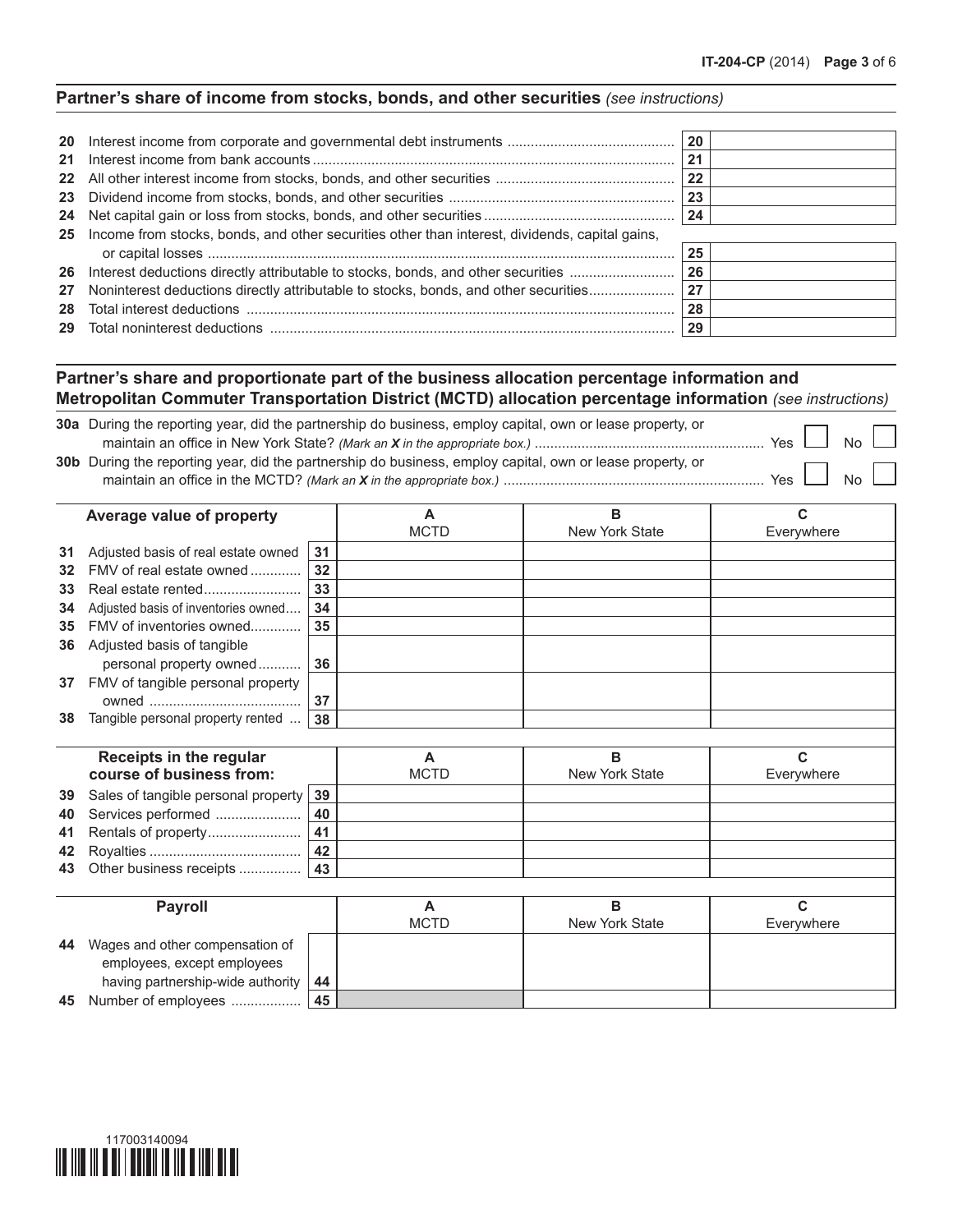## Partner's share of income from stocks, bonds, and other securities *(see instructions)*

| | | | |
|---|---|---|---|
| 20 | Interest income from corporate and governmental debt instruments | 20 | |
| 21 | Interest income from bank accounts | 21 | |
| 22 | All other interest income from stocks, bonds, and other securities | 22 | |
| 23 | Dividend income from stocks, bonds, and other securities | 23 | |
| 24 | Net capital gain or loss from stocks, bonds, and other securities | 24 | |
| 25 | Income from stocks, bonds, and other securities other than interest, dividends, capital gains, or capital losses | 25 | |
| 26 | Interest deductions directly attributable to stocks, bonds, and other securities | 26 | |
| 27 | Noninterest deductions directly attributable to stocks, bonds, and other securities | 27 | |
| 28 | Total interest deductions | 28 | |
| 29 | Total noninterest deductions | 29 | |

## Partner's share and proportionate part of the business allocation percentage information and Metropolitan Commuter Transportation District (MCTD) allocation percentage information *(see instructions)*

**30a** During the reporting year, did the partnership do business, employ capital, own or lease property, or maintain an office in New York State? *(Mark an X in the appropriate box.)* Yes ☐ No ☐

**30b** During the reporting year, did the partnership do business, employ capital, own or lease property, or maintain an office in the MCTD? *(Mark an X in the appropriate box.)* Yes ☐ No ☐

| | Average value of property | | A MCTD | B New York State | C Everywhere |
|---|---|---|---|---|---|
| 31 | Adjusted basis of real estate owned | 31 | | | |
| 32 | FMV of real estate owned | 32 | | | |
| 33 | Real estate rented | 33 | | | |
| 34 | Adjusted basis of inventories owned | 34 | | | |
| 35 | FMV of inventories owned | 35 | | | |
| 36 | Adjusted basis of tangible personal property owned | 36 | | | |
| 37 | FMV of tangible personal property owned | 37 | | | |
| 38 | Tangible personal property rented | 38 | | | |

| | Receipts in the regular course of business from: | | A MCTD | B New York State | C Everywhere |
|---|---|---|---|---|---|
| 39 | Sales of tangible personal property | 39 | | | |
| 40 | Services performed | 40 | | | |
| 41 | Rentals of property | 41 | | | |
| 42 | Royalties | 42 | | | |
| 43 | Other business receipts | 43 | | | |

| | Payroll | | A MCTD | B New York State | C Everywhere |
|---|---|---|---|---|---|
| 44 | Wages and other compensation of employees, except employees having partnership-wide authority | 44 | | | |
| 45 | Number of employees | 45 | | | |

117003140094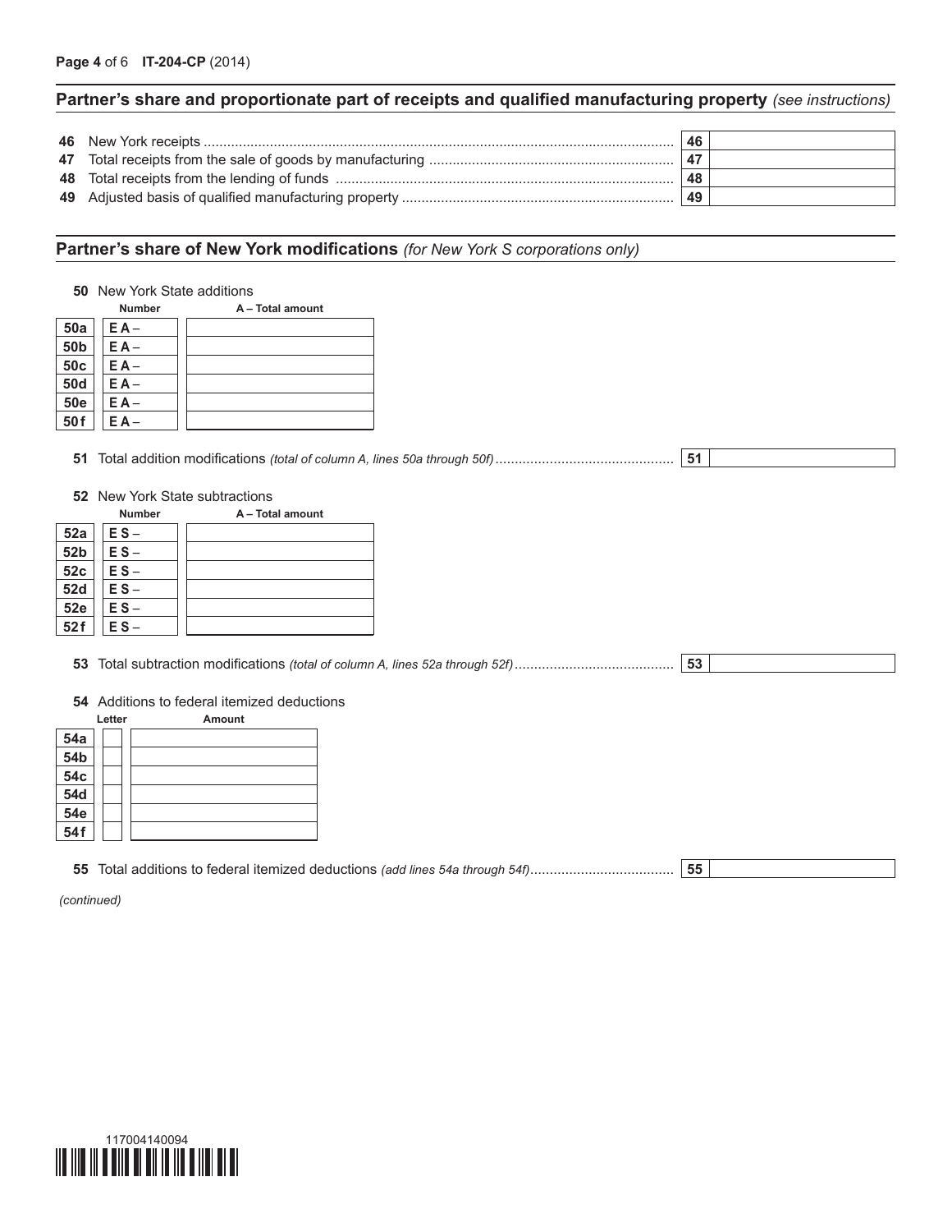## Partner's share and proportionate part of receipts and qualified manufacturing property *(see instructions)*

| | | | |
|---|---|---|---|
| 46 | New York receipts | 46 | |
| 47 | Total receipts from the sale of goods by manufacturing | 47 | |
| 48 | Total receipts from the lending of funds | 48 | |
| 49 | Adjusted basis of qualified manufacturing property | 49 | |

## Partner's share of New York modifications *(for New York S corporations only)*

**50** New York State additions

| | Number | A – Total amount |
|---|---|---|
| 50a | E A – | |
| 50b | E A – | |
| 50c | E A – | |
| 50d | E A – | |
| 50e | E A – | |
| 50f | E A – | |

**51** Total addition modifications *(total of column A, lines 50a through 50f)* .......... **51**

**52** New York State subtractions

| | Number | A – Total amount |
|---|---|---|
| 52a | E S – | |
| 52b | E S – | |
| 52c | E S – | |
| 52d | E S – | |
| 52e | E S – | |
| 52f | E S – | |

**53** Total subtraction modifications *(total of column A, lines 52a through 52f)* .......... **53**

**54** Additions to federal itemized deductions

| | Letter | Amount |
|---|---|---|
| 54a | | |
| 54b | | |
| 54c | | |
| 54d | | |
| 54e | | |
| 54f | | |

**55** Total additions to federal itemized deductions *(add lines 54a through 54f)* .......... **55**

*(continued)*

117004140094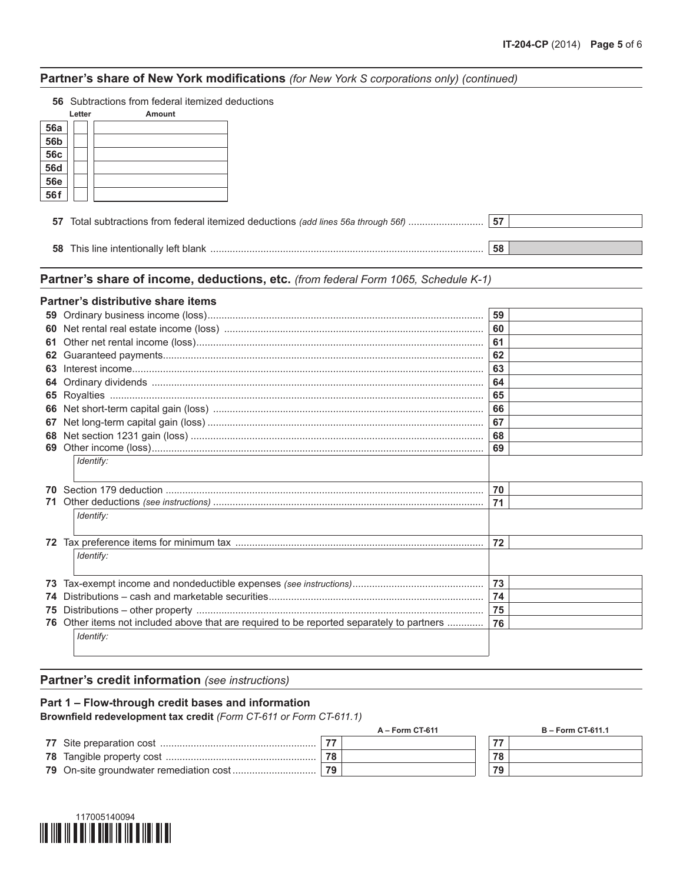## Partner's share of New York modifications *(for New York S corporations only) (continued)*

**56** Subtractions from federal itemized deductions

| | Letter | Amount |
|---|---|---|
| 56a | | |
| 56b | | |
| 56c | | |
| 56d | | |
| 56e | | |
| 56f | | |

| | | |
|---|---|---|
| **57** Total subtractions from federal itemized deductions *(add lines 56a through 56f)* | 57 | |
| **58** This line intentionally left blank | 58 | |

## Partner's share of income, deductions, etc. *(from federal Form 1065, Schedule K-1)*

### Partner's distributive share items

| | | |
|---|---|---|
| **59** Ordinary business income (loss) | 59 | |
| **60** Net rental real estate income (loss) | 60 | |
| **61** Other net rental income (loss) | 61 | |
| **62** Guaranteed payments | 62 | |
| **63** Interest income | 63 | |
| **64** Ordinary dividends | 64 | |
| **65** Royalties | 65 | |
| **66** Net short-term capital gain (loss) | 66 | |
| **67** Net long-term capital gain (loss) | 67 | |
| **68** Net section 1231 gain (loss) | 68 | |
| **69** Other income (loss) | 69 | |
| *Identify:* | | |
| **70** Section 179 deduction | 70 | |
| **71** Other deductions *(see instructions)* | 71 | |
| *Identify:* | | |
| **72** Tax preference items for minimum tax | 72 | |
| *Identify:* | | |
| **73** Tax-exempt income and nondeductible expenses *(see instructions)* | 73 | |
| **74** Distributions – cash and marketable securities | 74 | |
| **75** Distributions – other property | 75 | |
| **76** Other items not included above that are required to be reported separately to partners | 76 | |
| *Identify:* | | |

## Partner's credit information *(see instructions)*

### Part 1 – Flow-through credit bases and information

**Brownfield redevelopment tax credit** *(Form CT-611 or Form CT-611.1)*

| | | A – Form CT-611 | | B – Form CT-611.1 |
|---|---|---|---|---|
| **77** Site preparation cost | 77 | | 77 | |
| **78** Tangible property cost | 78 | | 78 | |
| **79** On-site groundwater remediation cost | 79 | | 79 | |

117005140094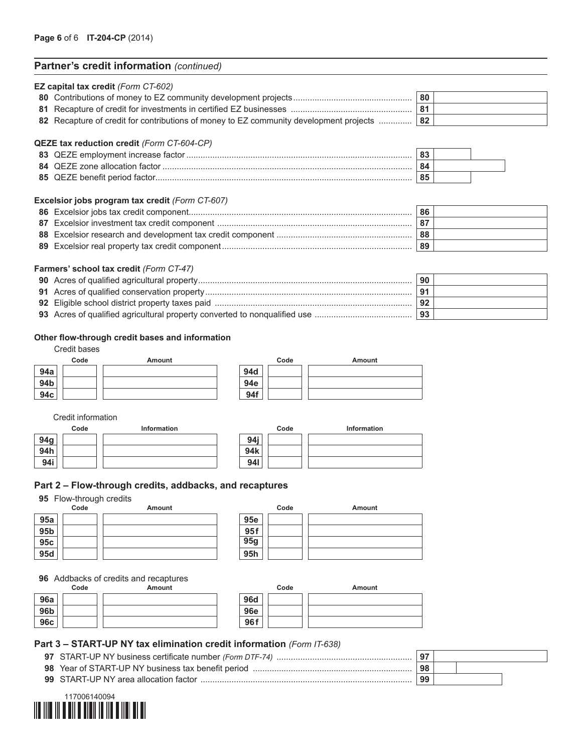## Partner's credit information *(continued)*

**EZ capital tax credit** *(Form CT-602)*

| | | | |
|---|---|---|---|
| 80 | Contributions of money to EZ community development projects | 80 | |
| 81 | Recapture of credit for investments in certified EZ businesses | 81 | |
| 82 | Recapture of credit for contributions of money to EZ community development projects | 82 | |

**QEZE tax reduction credit** *(Form CT-604-CP)*

| | | | |
|---|---|---|---|
| 83 | QEZE employment increase factor | 83 | |
| 84 | QEZE zone allocation factor | 84 | |
| 85 | QEZE benefit period factor | 85 | |

**Excelsior jobs program tax credit** *(Form CT-607)*

| | | | |
|---|---|---|---|
| 86 | Excelsior jobs tax credit component | 86 | |
| 87 | Excelsior investment tax credit component | 87 | |
| 88 | Excelsior research and development tax credit component | 88 | |
| 89 | Excelsior real property tax credit component | 89 | |

**Farmers' school tax credit** *(Form CT-47)*

| | | | |
|---|---|---|---|
| 90 | Acres of qualified agricultural property | 90 | |
| 91 | Acres of qualified conservation property | 91 | |
| 92 | Eligible school district property taxes paid | 92 | |
| 93 | Acres of qualified agricultural property converted to nonqualified use | 93 | |

**Other flow-through credit bases and information**

Credit bases

| | Code | Amount | | Code | Amount |
|---|---|---|---|---|---|
| 94a | | | 94d | | |
| 94b | | | 94e | | |
| 94c | | | 94f | | |

Credit information

| | Code | Information | | Code | Information |
|---|---|---|---|---|---|
| 94g | | | 94j | | |
| 94h | | | 94k | | |
| 94i | | | 94l | | |

## Part 2 – Flow-through credits, addbacks, and recaptures

**95** Flow-through credits

| | Code | Amount | | Code | Amount |
|---|---|---|---|---|---|
| 95a | | | 95e | | |
| 95b | | | 95f | | |
| 95c | | | 95g | | |
| 95d | | | 95h | | |

**96** Addbacks of credits and recaptures

| | Code | Amount | | Code | Amount |
|---|---|---|---|---|---|
| 96a | | | 96d | | |
| 96b | | | 96e | | |
| 96c | | | 96f | | |

## Part 3 – START-UP NY tax elimination credit information *(Form IT-638)*

| | | | |
|---|---|---|---|
| 97 | START-UP NY business certificate number *(Form DTF-74)* | 97 | |
| 98 | Year of START-UP NY business tax benefit period | 98 | |
| 99 | START-UP NY area allocation factor | 99 | |

117006140094